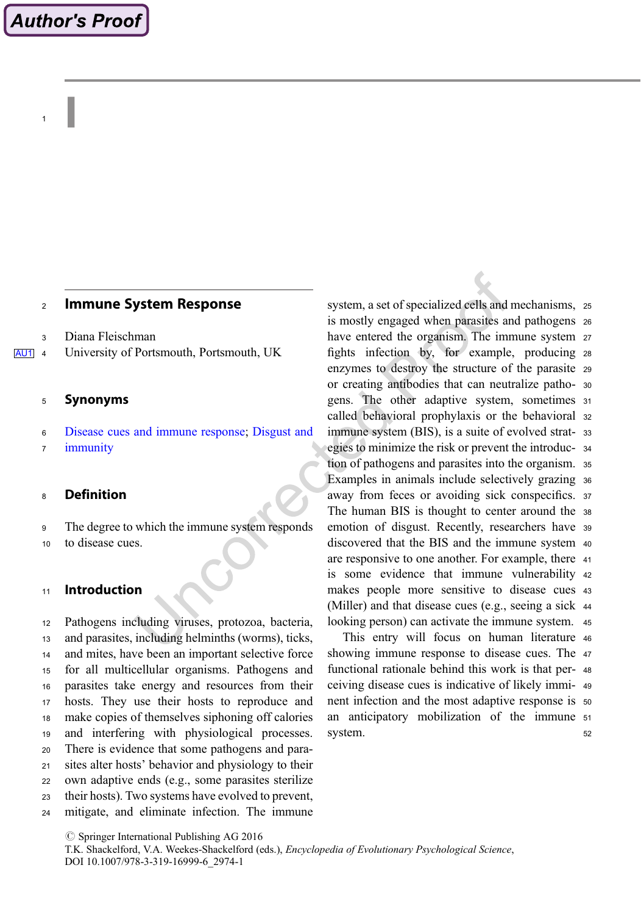# Immune System Response

Diana Fleischman
University of Portsmouth, Portsmouth, UK

## Synonyms

Disease cues and immune response; Disgust and immunity

## Definition

The degree to which the immune system responds to disease cues.

## Introduction

Pathogens including viruses, protozoa, bacteria, and parasites, including helminths (worms), ticks, and mites, have been an important selective force for all multicellular organisms. Pathogens and parasites take energy and resources from their hosts. They use their hosts to reproduce and make copies of themselves siphoning off calories and interfering with physiological processes. There is evidence that some pathogens and parasites alter hosts' behavior and physiology to their own adaptive ends (e.g., some parasites sterilize their hosts). Two systems have evolved to prevent, mitigate, and eliminate infection. The immune system, a set of specialized cells and mechanisms, is mostly engaged when parasites and pathogens have entered the organism. The immune system fights infection by, for example, producing enzymes to destroy the structure of the parasite or creating antibodies that can neutralize pathogens. The other adaptive system, sometimes called behavioral prophylaxis or the behavioral immune system (BIS), is a suite of evolved strategies to minimize the risk or prevent the introduction of pathogens and parasites into the organism. Examples in animals include selectively grazing away from feces or avoiding sick conspecifics. The human BIS is thought to center around the emotion of disgust. Recently, researchers have discovered that the BIS and the immune system are responsive to one another. For example, there is some evidence that immune vulnerability makes people more sensitive to disease cues (Miller) and that disease cues (e.g., seeing a sick looking person) can activate the immune system.

This entry will focus on human literature showing immune response to disease cues. The functional rationale behind this work is that perceiving disease cues is indicative of likely imminent infection and the most adaptive response is an anticipatory mobilization of the immune system.

© Springer International Publishing AG 2016
T.K. Shackelford, V.A. Weekes-Shackelford (eds.), *Encyclopedia of Evolutionary Psychological Science*, DOI 10.1007/978-3-319-16999-6_2974-1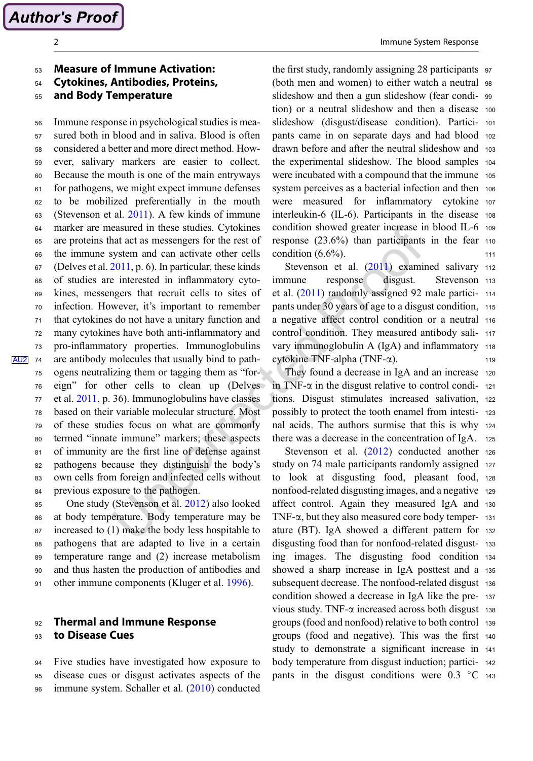## Measure of Immune Activation: Cytokines, Antibodies, Proteins, and Body Temperature

Immune response in psychological studies is measured both in blood and in saliva. Blood is often considered a better and more direct method. However, salivary markers are easier to collect. Because the mouth is one of the main entryways for pathogens, we might expect immune defenses to be mobilized preferentially in the mouth (Stevenson et al. 2011). A few kinds of immune marker are measured in these studies. Cytokines are proteins that act as messengers for the rest of the immune system and can activate other cells (Delves et al. 2011, p. 6). In particular, these kinds of studies are interested in inflammatory cytokines, messengers that recruit cells to sites of infection. However, it's important to remember that cytokines do not have a unitary function and many cytokines have both anti-inflammatory and pro-inflammatory properties. Immunoglobulins are antibody molecules that usually bind to pathogens neutralizing them or tagging them as "foreign" for other cells to clean up (Delves et al. 2011, p. 36). Immunoglobulins have classes based on their variable molecular structure. Most of these studies focus on what are commonly termed "innate immune" markers; these aspects of immunity are the first line of defense against pathogens because they distinguish the body's own cells from foreign and infected cells without previous exposure to the pathogen.

One study (Stevenson et al. 2012) also looked at body temperature. Body temperature may be increased to (1) make the body less hospitable to pathogens that are adapted to live in a certain temperature range and (2) increase metabolism and thus hasten the production of antibodies and other immune components (Kluger et al. 1996).

## Thermal and Immune Response to Disease Cues

Five studies have investigated how exposure to disease cues or disgust activates aspects of the immune system. Schaller et al. (2010) conducted the first study, randomly assigning 28 participants (both men and women) to either watch a neutral slideshow and then a gun slideshow (fear condition) or a neutral slideshow and then a disease slideshow (disgust/disease condition). Participants came in on separate days and had blood drawn before and after the neutral slideshow and the experimental slideshow. The blood samples were incubated with a compound that the immune system perceives as a bacterial infection and then were measured for inflammatory cytokine interleukin-6 (IL-6). Participants in the disease condition showed greater increase in blood IL-6 response (23.6%) than participants in the fear condition (6.6%).

Stevenson et al. (2011) examined salivary immune response disgust. Stevenson et al. (2011) randomly assigned 92 male participants under 30 years of age to a disgust condition, a negative affect control condition or a neutral control condition. They measured antibody salivary immunoglobulin A (IgA) and inflammatory cytokine TNF-alpha (TNF-α).

They found a decrease in IgA and an increase in TNF-α in the disgust relative to control conditions. Disgust stimulates increased salivation, possibly to protect the tooth enamel from intestinal acids. The authors surmise that this is why there was a decrease in the concentration of IgA.

Stevenson et al. (2012) conducted another study on 74 male participants randomly assigned to look at disgusting food, pleasant food, nonfood-related disgusting images, and a negative affect control. Again they measured IgA and TNF-α, but they also measured core body temperature (BT). IgA showed a different pattern for disgusting food than for nonfood-related disgusting images. The disgusting food condition showed a sharp increase in IgA posttest and a subsequent decrease. The nonfood-related disgust condition showed a decrease in IgA like the previous study. TNF-α increased across both disgust groups (food and nonfood) relative to both control groups (food and negative). This was the first study to demonstrate a significant increase in body temperature from disgust induction; participants in the disgust conditions were 0.3 °C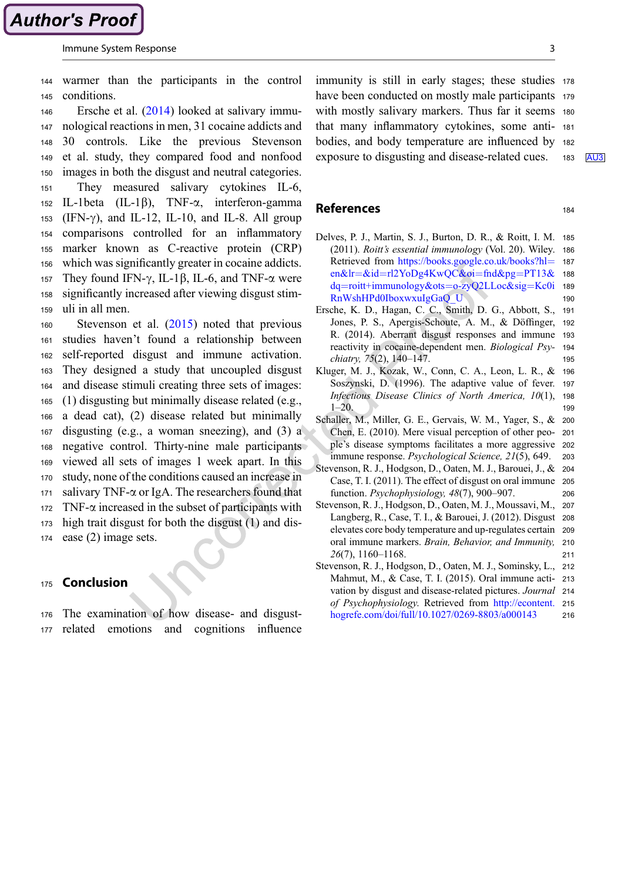warmer than the participants in the control conditions.

Ersche et al. (2014) looked at salivary immunological reactions in men, 31 cocaine addicts and 30 controls. Like the previous Stevenson et al. study, they compared food and nonfood images in both the disgust and neutral categories.

They measured salivary cytokines IL-6, IL-1beta (IL-1β), TNF-α, interferon-gamma (IFN-γ), and IL-12, IL-10, and IL-8. All group comparisons controlled for an inflammatory marker known as C-reactive protein (CRP) which was significantly greater in cocaine addicts. They found IFN-γ, IL-1β, IL-6, and TNF-α were significantly increased after viewing disgust stimuli in all men.

Stevenson et al. (2015) noted that previous studies haven't found a relationship between self-reported disgust and immune activation. They designed a study that uncoupled disgust and disease stimuli creating three sets of images: (1) disgusting but minimally disease related (e.g., a dead cat), (2) disease related but minimally disgusting (e.g., a woman sneezing), and (3) a negative control. Thirty-nine male participants viewed all sets of images 1 week apart. In this study, none of the conditions caused an increase in salivary TNF-α or IgA. The researchers found that TNF-α increased in the subset of participants with high trait disgust for both the disgust (1) and disease (2) image sets.

## Conclusion

The examination of how disease- and disgust-related emotions and cognitions influence immunity is still in early stages; these studies have been conducted on mostly male participants with mostly salivary markers. Thus far it seems that many inflammatory cytokines, some antibodies, and body temperature are influenced by exposure to disgusting and disease-related cues.

## References

Delves, P. J., Martin, S. J., Burton, D. R., & Roitt, I. M. (2011). *Roitt's essential immunology* (Vol. 20). Wiley. Retrieved from https://books.google.co.uk/books?hl=en&lr=&id=rl2YoDg4KwQC&oi=fnd&pg=PT13&dq=roitt+immunology&ots=o-zyQ2LLoc&sig=Kc0iRnWshHPd0IboxwxuIgGaQ_U

Ersche, K. D., Hagan, C. C., Smith, D. G., Abbott, S., Jones, P. S., Apergis-Schoute, A. M., & Döffinger, R. (2014). Aberrant disgust responses and immune reactivity in cocaine-dependent men. *Biological Psychiatry, 75*(2), 140–147.

Kluger, M. J., Kozak, W., Conn, C. A., Leon, L. R., & Soszynski, D. (1996). The adaptive value of fever. *Infectious Disease Clinics of North America, 10*(1), 1–20.

Schaller, M., Miller, G. E., Gervais, W. M., Yager, S., & Chen, E. (2010). Mere visual perception of other people's disease symptoms facilitates a more aggressive immune response. *Psychological Science, 21*(5), 649.

Stevenson, R. J., Hodgson, D., Oaten, M. J., Barouei, J., & Case, T. I. (2011). The effect of disgust on oral immune function. *Psychophysiology, 48*(7), 900–907.

Stevenson, R. J., Hodgson, D., Oaten, M. J., Moussavi, M., Langberg, R., Case, T. I., & Barouei, J. (2012). Disgust elevates core body temperature and up-regulates certain oral immune markers. *Brain, Behavior, and Immunity, 26*(7), 1160–1168.

Stevenson, R. J., Hodgson, D., Oaten, M. J., Sominsky, L., Mahmut, M., & Case, T. I. (2015). Oral immune activation by disgust and disease-related pictures. *Journal of Psychophysiology*. Retrieved from http://econtent.hogrefe.com/doi/full/10.1027/0269-8803/a000143